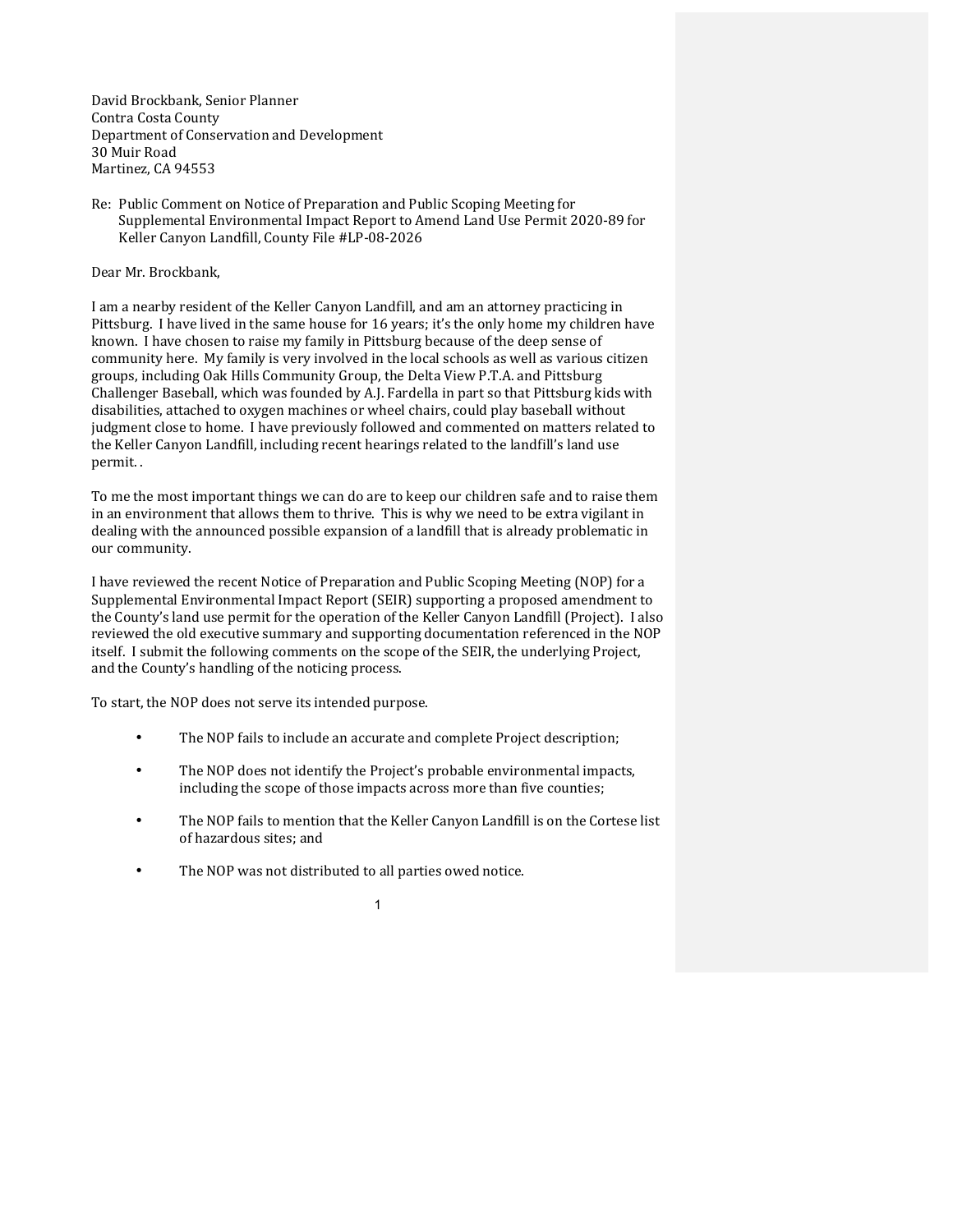David Brockbank, Senior Planner
Contra Costa County
Department of Conservation and Development
30 Muir Road
Martinez, CA 94553

Re: Public Comment on Notice of Preparation and Public Scoping Meeting for Supplemental Environmental Impact Report to Amend Land Use Permit 2020-89 for Keller Canyon Landfill, County File #LP-08-2026

Dear Mr. Brockbank,

I am a nearby resident of the Keller Canyon Landfill, and am an attorney practicing in Pittsburg. I have lived in the same house for 16 years; it's the only home my children have known. I have chosen to raise my family in Pittsburg because of the deep sense of community here. My family is very involved in the local schools as well as various citizen groups, including Oak Hills Community Group, the Delta View P.T.A. and Pittsburg Challenger Baseball, which was founded by A.J. Fardella in part so that Pittsburg kids with disabilities, attached to oxygen machines or wheel chairs, could play baseball without judgment close to home. I have previously followed and commented on matters related to the Keller Canyon Landfill, including recent hearings related to the landfill's land use permit. .

To me the most important things we can do are to keep our children safe and to raise them in an environment that allows them to thrive. This is why we need to be extra vigilant in dealing with the announced possible expansion of a landfill that is already problematic in our community.

I have reviewed the recent Notice of Preparation and Public Scoping Meeting (NOP) for a Supplemental Environmental Impact Report (SEIR) supporting a proposed amendment to the County's land use permit for the operation of the Keller Canyon Landfill (Project). I also reviewed the old executive summary and supporting documentation referenced in the NOP itself. I submit the following comments on the scope of the SEIR, the underlying Project, and the County's handling of the noticing process.

To start, the NOP does not serve its intended purpose.

- The NOP fails to include an accurate and complete Project description;
- The NOP does not identify the Project's probable environmental impacts, including the scope of those impacts across more than five counties;
- The NOP fails to mention that the Keller Canyon Landfill is on the Cortese list of hazardous sites; and
- The NOP was not distributed to all parties owed notice.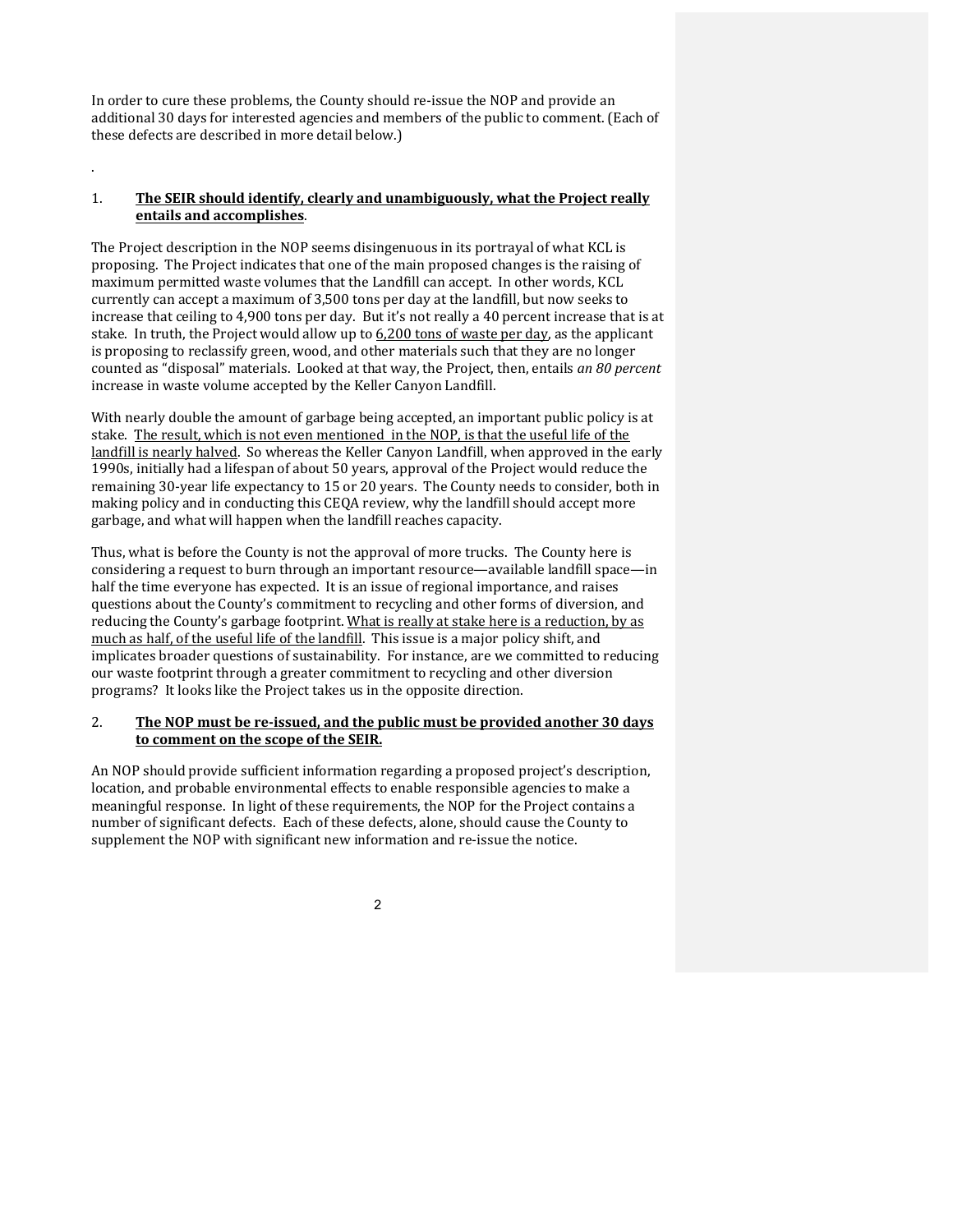In order to cure these problems, the County should re-issue the NOP and provide an additional 30 days for interested agencies and members of the public to comment. (Each of these defects are described in more detail below.)

.

1. **<u>The SEIR should identify, clearly and unambiguously, what the Project really entails and accomplishes</u>**.

The Project description in the NOP seems disingenuous in its portrayal of what KCL is proposing. The Project indicates that one of the main proposed changes is the raising of maximum permitted waste volumes that the Landfill can accept. In other words, KCL currently can accept a maximum of 3,500 tons per day at the landfill, but now seeks to increase that ceiling to 4,900 tons per day. But it's not really a 40 percent increase that is at stake. In truth, the Project would allow up to <u>6,200 tons of waste per day</u>, as the applicant is proposing to reclassify green, wood, and other materials such that they are no longer counted as "disposal" materials. Looked at that way, the Project, then, entails *an 80 percent* increase in waste volume accepted by the Keller Canyon Landfill.

With nearly double the amount of garbage being accepted, an important public policy is at stake. <u>The result, which is not even mentioned in the NOP, is that the useful life of the landfill is nearly halved</u>. So whereas the Keller Canyon Landfill, when approved in the early 1990s, initially had a lifespan of about 50 years, approval of the Project would reduce the remaining 30-year life expectancy to 15 or 20 years. The County needs to consider, both in making policy and in conducting this CEQA review, why the landfill should accept more garbage, and what will happen when the landfill reaches capacity.

Thus, what is before the County is not the approval of more trucks. The County here is considering a request to burn through an important resource—available landfill space—in half the time everyone has expected. It is an issue of regional importance, and raises questions about the County's commitment to recycling and other forms of diversion, and reducing the County's garbage footprint. <u>What is really at stake here is a reduction, by as much as half, of the useful life of the landfill</u>. This issue is a major policy shift, and implicates broader questions of sustainability. For instance, are we committed to reducing our waste footprint through a greater commitment to recycling and other diversion programs? It looks like the Project takes us in the opposite direction.

2. **<u>The NOP must be re-issued, and the public must be provided another 30 days to comment on the scope of the SEIR.</u>**

An NOP should provide sufficient information regarding a proposed project's description, location, and probable environmental effects to enable responsible agencies to make a meaningful response. In light of these requirements, the NOP for the Project contains a number of significant defects. Each of these defects, alone, should cause the County to supplement the NOP with significant new information and re-issue the notice.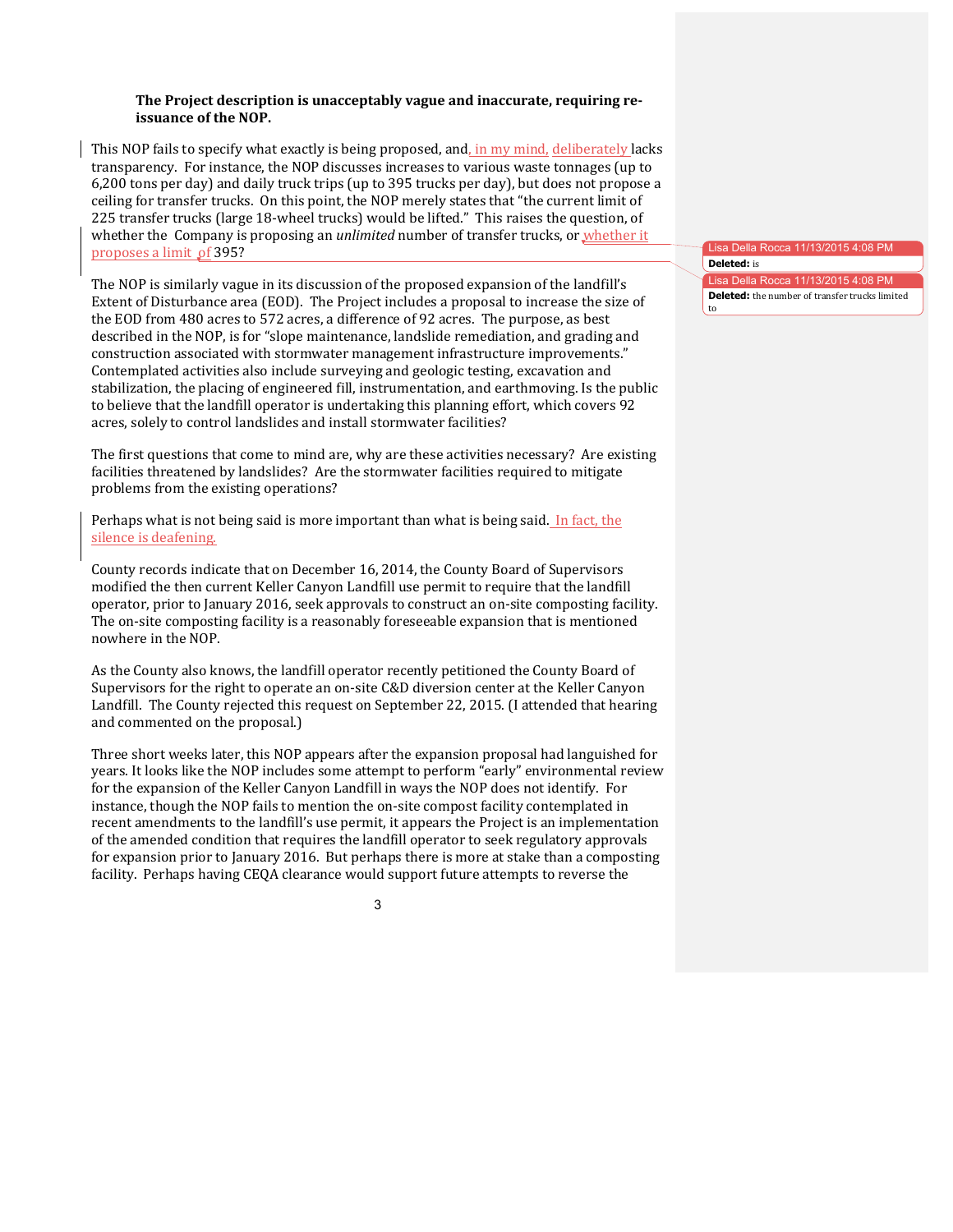**The Project description is unacceptably vague and inaccurate, requiring re-issuance of the NOP.**

This NOP fails to specify what exactly is being proposed, and, in my mind, deliberately lacks transparency. For instance, the NOP discusses increases to various waste tonnages (up to 6,200 tons per day) and daily truck trips (up to 395 trucks per day), but does not propose a ceiling for transfer trucks. On this point, the NOP merely states that "the current limit of 225 transfer trucks (large 18-wheel trucks) would be lifted." This raises the question, of whether the Company is proposing an *unlimited* number of transfer trucks, or whether it proposes a limit of 395?

The NOP is similarly vague in its discussion of the proposed expansion of the landfill's Extent of Disturbance area (EOD). The Project includes a proposal to increase the size of the EOD from 480 acres to 572 acres, a difference of 92 acres. The purpose, as best described in the NOP, is for "slope maintenance, landslide remediation, and grading and construction associated with stormwater management infrastructure improvements." Contemplated activities also include surveying and geologic testing, excavation and stabilization, the placing of engineered fill, instrumentation, and earthmoving. Is the public to believe that the landfill operator is undertaking this planning effort, which covers 92 acres, solely to control landslides and install stormwater facilities?

The first questions that come to mind are, why are these activities necessary? Are existing facilities threatened by landslides? Are the stormwater facilities required to mitigate problems from the existing operations?

Perhaps what is not being said is more important than what is being said. In fact, the silence is deafening.

County records indicate that on December 16, 2014, the County Board of Supervisors modified the then current Keller Canyon Landfill use permit to require that the landfill operator, prior to January 2016, seek approvals to construct an on-site composting facility. The on-site composting facility is a reasonably foreseeable expansion that is mentioned nowhere in the NOP.

As the County also knows, the landfill operator recently petitioned the County Board of Supervisors for the right to operate an on-site C&D diversion center at the Keller Canyon Landfill. The County rejected this request on September 22, 2015. (I attended that hearing and commented on the proposal.)

Three short weeks later, this NOP appears after the expansion proposal had languished for years. It looks like the NOP includes some attempt to perform "early" environmental review for the expansion of the Keller Canyon Landfill in ways the NOP does not identify. For instance, though the NOP fails to mention the on-site compost facility contemplated in recent amendments to the landfill's use permit, it appears the Project is an implementation of the amended condition that requires the landfill operator to seek regulatory approvals for expansion prior to January 2016. But perhaps there is more at stake than a composting facility. Perhaps having CEQA clearance would support future attempts to reverse the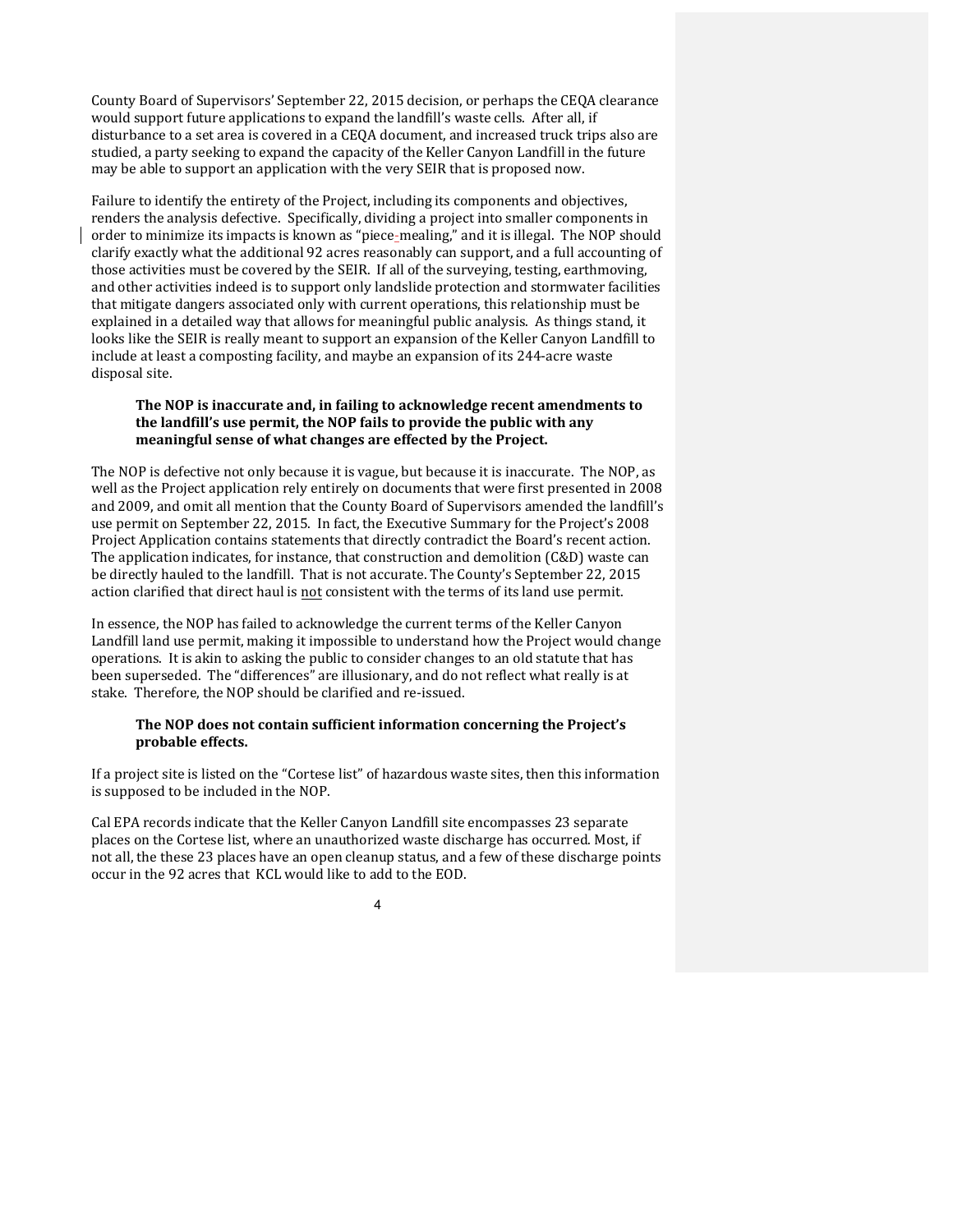County Board of Supervisors' September 22, 2015 decision, or perhaps the CEQA clearance would support future applications to expand the landfill's waste cells. After all, if disturbance to a set area is covered in a CEQA document, and increased truck trips also are studied, a party seeking to expand the capacity of the Keller Canyon Landfill in the future may be able to support an application with the very SEIR that is proposed now.

Failure to identify the entirety of the Project, including its components and objectives, renders the analysis defective. Specifically, dividing a project into smaller components in order to minimize its impacts is known as "piece-mealing," and it is illegal. The NOP should clarify exactly what the additional 92 acres reasonably can support, and a full accounting of those activities must be covered by the SEIR. If all of the surveying, testing, earthmoving, and other activities indeed is to support only landslide protection and stormwater facilities that mitigate dangers associated only with current operations, this relationship must be explained in a detailed way that allows for meaningful public analysis. As things stand, it looks like the SEIR is really meant to support an expansion of the Keller Canyon Landfill to include at least a composting facility, and maybe an expansion of its 244-acre waste disposal site.

**The NOP is inaccurate and, in failing to acknowledge recent amendments to the landfill's use permit, the NOP fails to provide the public with any meaningful sense of what changes are effected by the Project.**

The NOP is defective not only because it is vague, but because it is inaccurate. The NOP, as well as the Project application rely entirely on documents that were first presented in 2008 and 2009, and omit all mention that the County Board of Supervisors amended the landfill's use permit on September 22, 2015. In fact, the Executive Summary for the Project's 2008 Project Application contains statements that directly contradict the Board's recent action. The application indicates, for instance, that construction and demolition (C&D) waste can be directly hauled to the landfill. That is not accurate. The County's September 22, 2015 action clarified that direct haul is <u>not</u> consistent with the terms of its land use permit.

In essence, the NOP has failed to acknowledge the current terms of the Keller Canyon Landfill land use permit, making it impossible to understand how the Project would change operations. It is akin to asking the public to consider changes to an old statute that has been superseded. The "differences" are illusionary, and do not reflect what really is at stake. Therefore, the NOP should be clarified and re-issued.

**The NOP does not contain sufficient information concerning the Project's probable effects.**

If a project site is listed on the "Cortese list" of hazardous waste sites, then this information is supposed to be included in the NOP.

Cal EPA records indicate that the Keller Canyon Landfill site encompasses 23 separate places on the Cortese list, where an unauthorized waste discharge has occurred. Most, if not all, the these 23 places have an open cleanup status, and a few of these discharge points occur in the 92 acres that KCL would like to add to the EOD.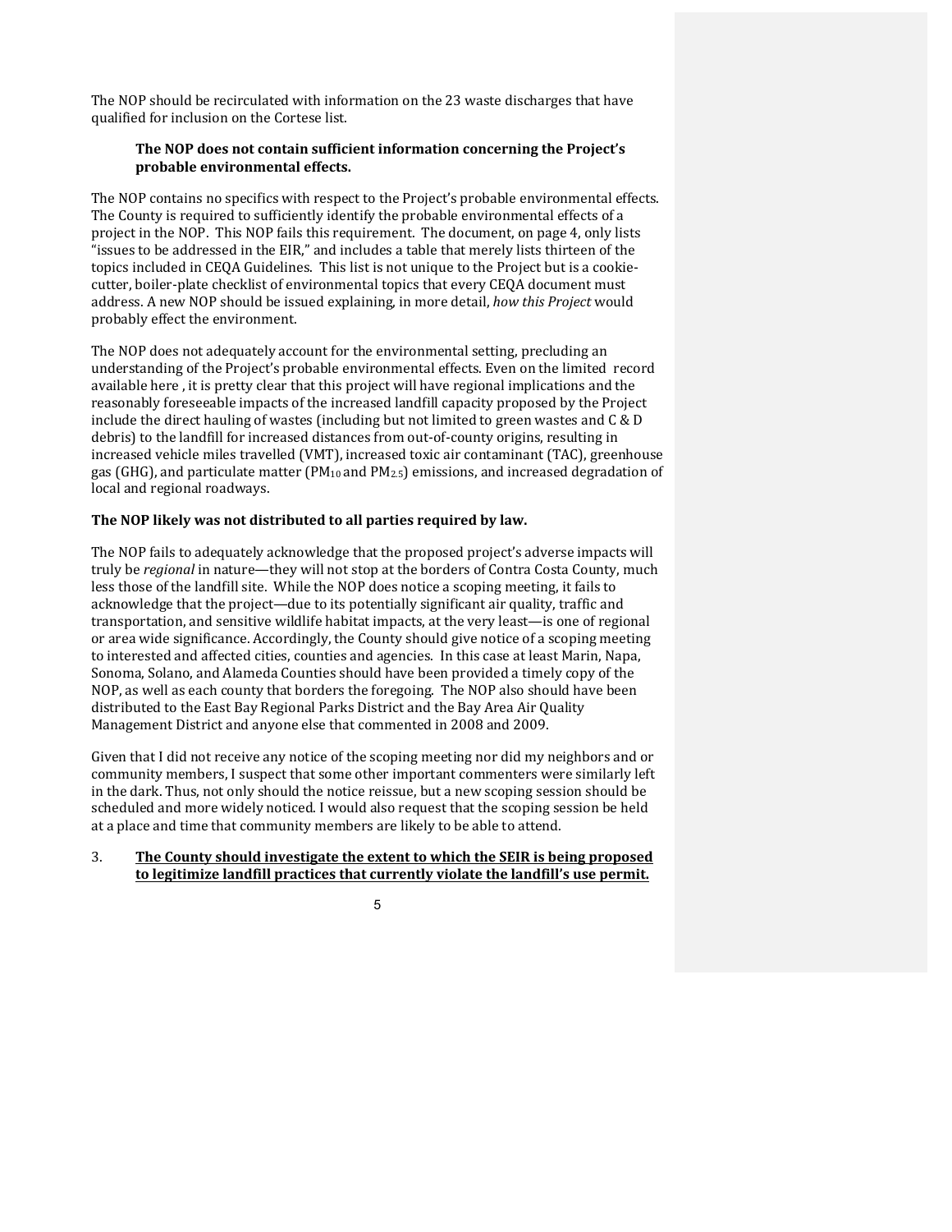The NOP should be recirculated with information on the 23 waste discharges that have qualified for inclusion on the Cortese list.

**The NOP does not contain sufficient information concerning the Project's probable environmental effects.**

The NOP contains no specifics with respect to the Project's probable environmental effects. The County is required to sufficiently identify the probable environmental effects of a project in the NOP. This NOP fails this requirement. The document, on page 4, only lists "issues to be addressed in the EIR," and includes a table that merely lists thirteen of the topics included in CEQA Guidelines. This list is not unique to the Project but is a cookie-cutter, boiler-plate checklist of environmental topics that every CEQA document must address. A new NOP should be issued explaining, in more detail, *how this Project* would probably effect the environment.

The NOP does not adequately account for the environmental setting, precluding an understanding of the Project's probable environmental effects. Even on the limited record available here , it is pretty clear that this project will have regional implications and the reasonably foreseeable impacts of the increased landfill capacity proposed by the Project include the direct hauling of wastes (including but not limited to green wastes and C & D debris) to the landfill for increased distances from out-of-county origins, resulting in increased vehicle miles travelled (VMT), increased toxic air contaminant (TAC), greenhouse gas (GHG), and particulate matter ($PM_{10}$ and $PM_{2.5}$) emissions, and increased degradation of local and regional roadways.

**The NOP likely was not distributed to all parties required by law.**

The NOP fails to adequately acknowledge that the proposed project's adverse impacts will truly be *regional* in nature—they will not stop at the borders of Contra Costa County, much less those of the landfill site. While the NOP does notice a scoping meeting, it fails to acknowledge that the project—due to its potentially significant air quality, traffic and transportation, and sensitive wildlife habitat impacts, at the very least—is one of regional or area wide significance. Accordingly, the County should give notice of a scoping meeting to interested and affected cities, counties and agencies. In this case at least Marin, Napa, Sonoma, Solano, and Alameda Counties should have been provided a timely copy of the NOP, as well as each county that borders the foregoing. The NOP also should have been distributed to the East Bay Regional Parks District and the Bay Area Air Quality Management District and anyone else that commented in 2008 and 2009.

Given that I did not receive any notice of the scoping meeting nor did my neighbors and or community members, I suspect that some other important commenters were similarly left in the dark. Thus, not only should the notice reissue, but a new scoping session should be scheduled and more widely noticed. I would also request that the scoping session be held at a place and time that community members are likely to be able to attend.

3. **The County should investigate the extent to which the SEIR is being proposed to legitimize landfill practices that currently violate the landfill's use permit.**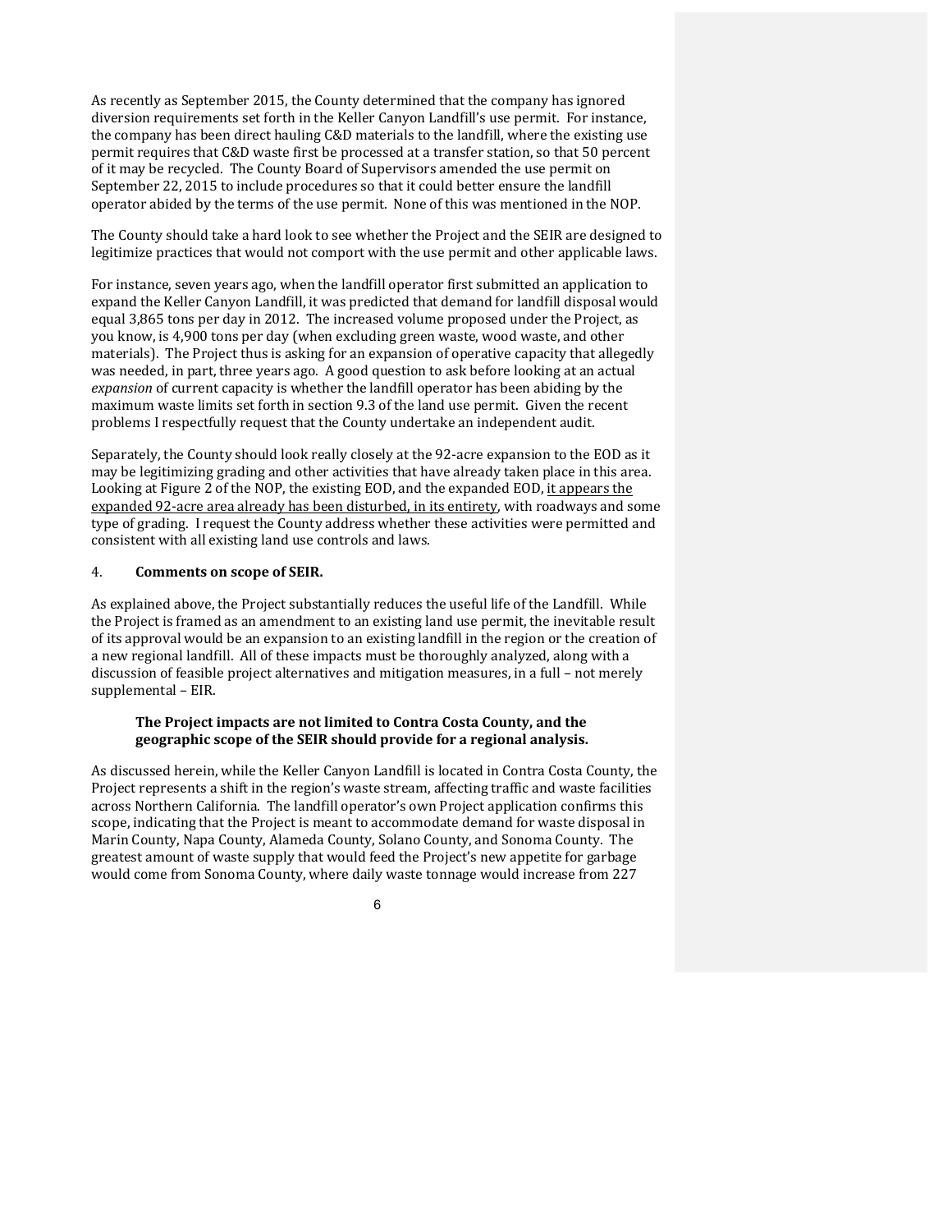As recently as September 2015, the County determined that the company has ignored diversion requirements set forth in the Keller Canyon Landfill's use permit. For instance, the company has been direct hauling C&D materials to the landfill, where the existing use permit requires that C&D waste first be processed at a transfer station, so that 50 percent of it may be recycled. The County Board of Supervisors amended the use permit on September 22, 2015 to include procedures so that it could better ensure the landfill operator abided by the terms of the use permit. None of this was mentioned in the NOP.

The County should take a hard look to see whether the Project and the SEIR are designed to legitimize practices that would not comport with the use permit and other applicable laws.

For instance, seven years ago, when the landfill operator first submitted an application to expand the Keller Canyon Landfill, it was predicted that demand for landfill disposal would equal 3,865 tons per day in 2012. The increased volume proposed under the Project, as you know, is 4,900 tons per day (when excluding green waste, wood waste, and other materials). The Project thus is asking for an expansion of operative capacity that allegedly was needed, in part, three years ago. A good question to ask before looking at an actual *expansion* of current capacity is whether the landfill operator has been abiding by the maximum waste limits set forth in section 9.3 of the land use permit. Given the recent problems I respectfully request that the County undertake an independent audit.

Separately, the County should look really closely at the 92-acre expansion to the EOD as it may be legitimizing grading and other activities that have already taken place in this area. Looking at Figure 2 of the NOP, the existing EOD, and the expanded EOD, <u>it appears the expanded 92-acre area already has been disturbed, in its entirety</u>, with roadways and some type of grading. I request the County address whether these activities were permitted and consistent with all existing land use controls and laws.

4. **Comments on scope of SEIR.**

As explained above, the Project substantially reduces the useful life of the Landfill. While the Project is framed as an amendment to an existing land use permit, the inevitable result of its approval would be an expansion to an existing landfill in the region or the creation of a new regional landfill. All of these impacts must be thoroughly analyzed, along with a discussion of feasible project alternatives and mitigation measures, in a full – not merely supplemental – EIR.

**The Project impacts are not limited to Contra Costa County, and the geographic scope of the SEIR should provide for a regional analysis.**

As discussed herein, while the Keller Canyon Landfill is located in Contra Costa County, the Project represents a shift in the region's waste stream, affecting traffic and waste facilities across Northern California. The landfill operator's own Project application confirms this scope, indicating that the Project is meant to accommodate demand for waste disposal in Marin County, Napa County, Alameda County, Solano County, and Sonoma County. The greatest amount of waste supply that would feed the Project's new appetite for garbage would come from Sonoma County, where daily waste tonnage would increase from 227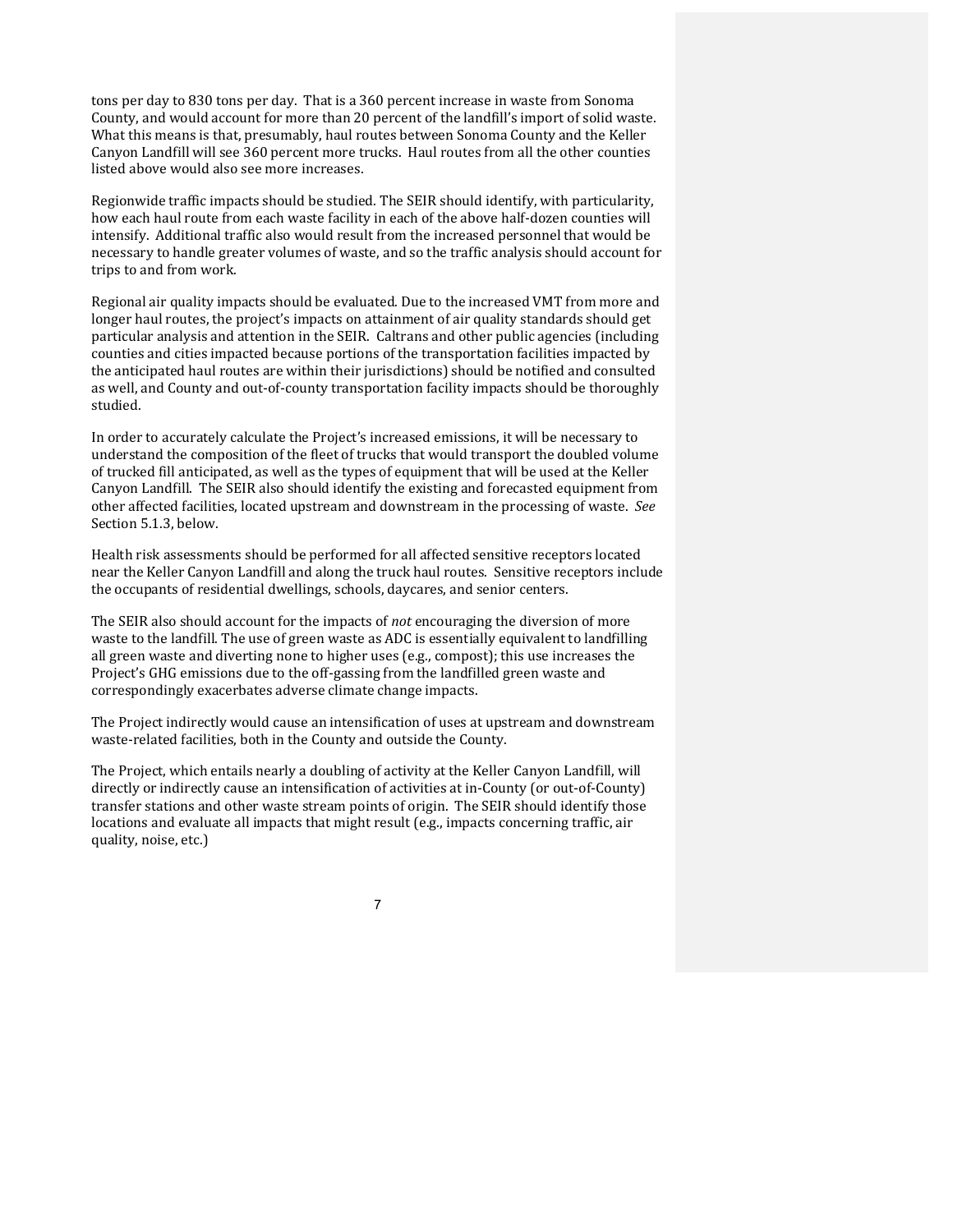tons per day to 830 tons per day. That is a 360 percent increase in waste from Sonoma County, and would account for more than 20 percent of the landfill's import of solid waste. What this means is that, presumably, haul routes between Sonoma County and the Keller Canyon Landfill will see 360 percent more trucks. Haul routes from all the other counties listed above would also see more increases.

Regionwide traffic impacts should be studied. The SEIR should identify, with particularity, how each haul route from each waste facility in each of the above half-dozen counties will intensify. Additional traffic also would result from the increased personnel that would be necessary to handle greater volumes of waste, and so the traffic analysis should account for trips to and from work.

Regional air quality impacts should be evaluated. Due to the increased VMT from more and longer haul routes, the project's impacts on attainment of air quality standards should get particular analysis and attention in the SEIR. Caltrans and other public agencies (including counties and cities impacted because portions of the transportation facilities impacted by the anticipated haul routes are within their jurisdictions) should be notified and consulted as well, and County and out-of-county transportation facility impacts should be thoroughly studied.

In order to accurately calculate the Project's increased emissions, it will be necessary to understand the composition of the fleet of trucks that would transport the doubled volume of trucked fill anticipated, as well as the types of equipment that will be used at the Keller Canyon Landfill. The SEIR also should identify the existing and forecasted equipment from other affected facilities, located upstream and downstream in the processing of waste. *See* Section 5.1.3, below.

Health risk assessments should be performed for all affected sensitive receptors located near the Keller Canyon Landfill and along the truck haul routes. Sensitive receptors include the occupants of residential dwellings, schools, daycares, and senior centers.

The SEIR also should account for the impacts of *not* encouraging the diversion of more waste to the landfill. The use of green waste as ADC is essentially equivalent to landfilling all green waste and diverting none to higher uses (e.g., compost); this use increases the Project's GHG emissions due to the off-gassing from the landfilled green waste and correspondingly exacerbates adverse climate change impacts.

The Project indirectly would cause an intensification of uses at upstream and downstream waste-related facilities, both in the County and outside the County.

The Project, which entails nearly a doubling of activity at the Keller Canyon Landfill, will directly or indirectly cause an intensification of activities at in-County (or out-of-County) transfer stations and other waste stream points of origin. The SEIR should identify those locations and evaluate all impacts that might result (e.g., impacts concerning traffic, air quality, noise, etc.)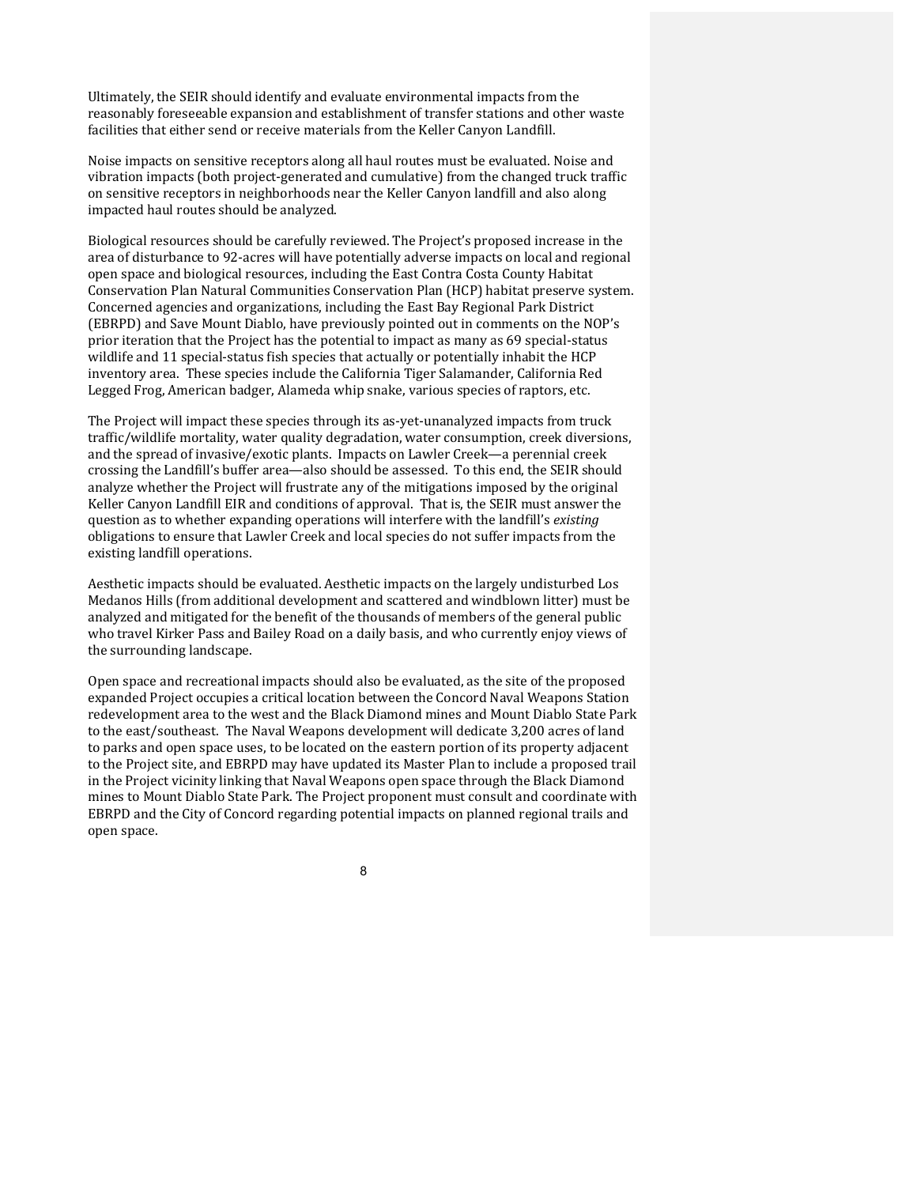Ultimately, the SEIR should identify and evaluate environmental impacts from the reasonably foreseeable expansion and establishment of transfer stations and other waste facilities that either send or receive materials from the Keller Canyon Landfill.

Noise impacts on sensitive receptors along all haul routes must be evaluated. Noise and vibration impacts (both project-generated and cumulative) from the changed truck traffic on sensitive receptors in neighborhoods near the Keller Canyon landfill and also along impacted haul routes should be analyzed.

Biological resources should be carefully reviewed. The Project's proposed increase in the area of disturbance to 92-acres will have potentially adverse impacts on local and regional open space and biological resources, including the East Contra Costa County Habitat Conservation Plan Natural Communities Conservation Plan (HCP) habitat preserve system. Concerned agencies and organizations, including the East Bay Regional Park District (EBRPD) and Save Mount Diablo, have previously pointed out in comments on the NOP's prior iteration that the Project has the potential to impact as many as 69 special-status wildlife and 11 special-status fish species that actually or potentially inhabit the HCP inventory area. These species include the California Tiger Salamander, California Red Legged Frog, American badger, Alameda whip snake, various species of raptors, etc.

The Project will impact these species through its as-yet-unanalyzed impacts from truck traffic/wildlife mortality, water quality degradation, water consumption, creek diversions, and the spread of invasive/exotic plants. Impacts on Lawler Creek—a perennial creek crossing the Landfill's buffer area—also should be assessed. To this end, the SEIR should analyze whether the Project will frustrate any of the mitigations imposed by the original Keller Canyon Landfill EIR and conditions of approval. That is, the SEIR must answer the question as to whether expanding operations will interfere with the landfill's *existing* obligations to ensure that Lawler Creek and local species do not suffer impacts from the existing landfill operations.

Aesthetic impacts should be evaluated. Aesthetic impacts on the largely undisturbed Los Medanos Hills (from additional development and scattered and windblown litter) must be analyzed and mitigated for the benefit of the thousands of members of the general public who travel Kirker Pass and Bailey Road on a daily basis, and who currently enjoy views of the surrounding landscape.

Open space and recreational impacts should also be evaluated, as the site of the proposed expanded Project occupies a critical location between the Concord Naval Weapons Station redevelopment area to the west and the Black Diamond mines and Mount Diablo State Park to the east/southeast. The Naval Weapons development will dedicate 3,200 acres of land to parks and open space uses, to be located on the eastern portion of its property adjacent to the Project site, and EBRPD may have updated its Master Plan to include a proposed trail in the Project vicinity linking that Naval Weapons open space through the Black Diamond mines to Mount Diablo State Park. The Project proponent must consult and coordinate with EBRPD and the City of Concord regarding potential impacts on planned regional trails and open space.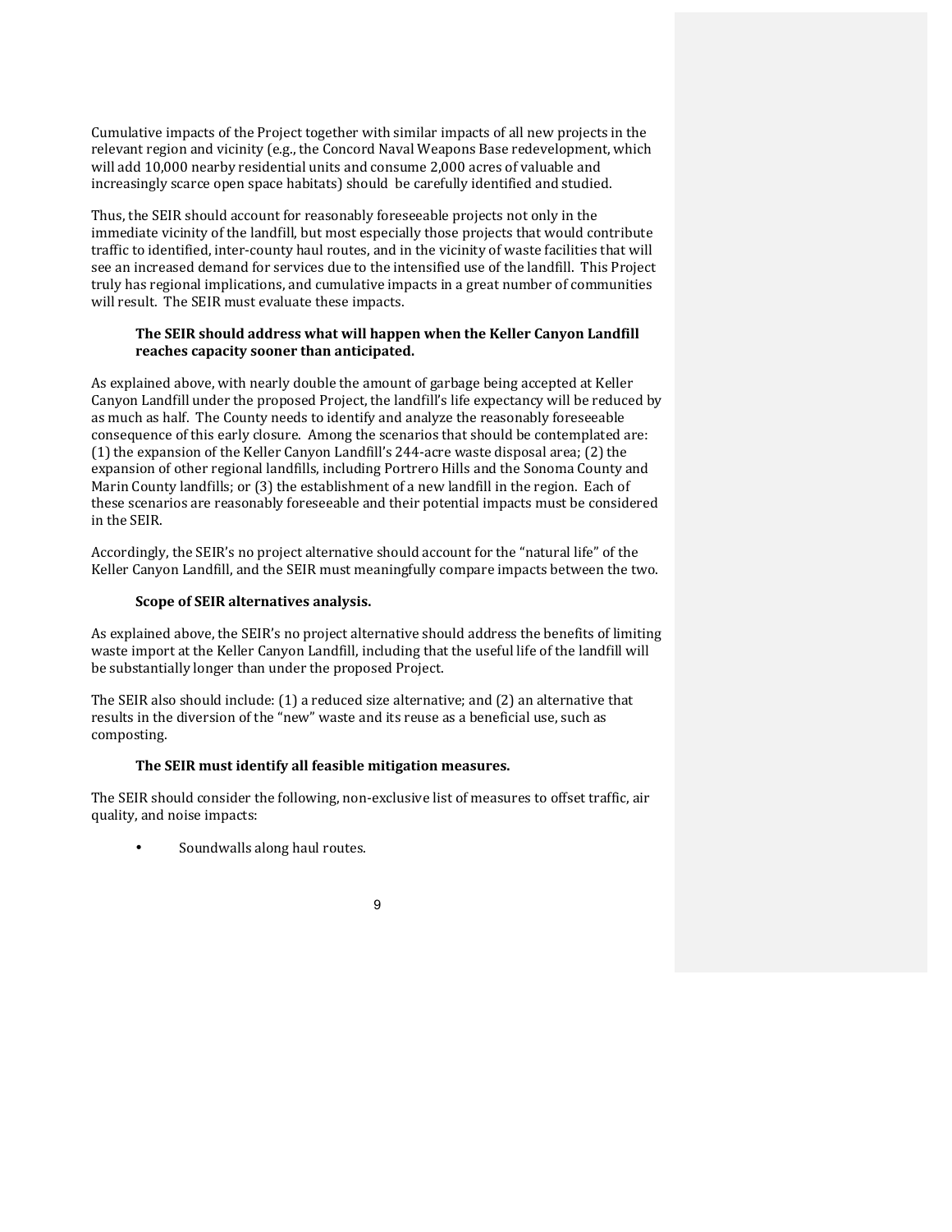Cumulative impacts of the Project together with similar impacts of all new projects in the relevant region and vicinity (e.g., the Concord Naval Weapons Base redevelopment, which will add 10,000 nearby residential units and consume 2,000 acres of valuable and increasingly scarce open space habitats) should be carefully identified and studied.

Thus, the SEIR should account for reasonably foreseeable projects not only in the immediate vicinity of the landfill, but most especially those projects that would contribute traffic to identified, inter-county haul routes, and in the vicinity of waste facilities that will see an increased demand for services due to the intensified use of the landfill. This Project truly has regional implications, and cumulative impacts in a great number of communities will result. The SEIR must evaluate these impacts.

**The SEIR should address what will happen when the Keller Canyon Landfill reaches capacity sooner than anticipated.**

As explained above, with nearly double the amount of garbage being accepted at Keller Canyon Landfill under the proposed Project, the landfill's life expectancy will be reduced by as much as half. The County needs to identify and analyze the reasonably foreseeable consequence of this early closure. Among the scenarios that should be contemplated are: (1) the expansion of the Keller Canyon Landfill's 244-acre waste disposal area; (2) the expansion of other regional landfills, including Portrero Hills and the Sonoma County and Marin County landfills; or (3) the establishment of a new landfill in the region. Each of these scenarios are reasonably foreseeable and their potential impacts must be considered in the SEIR.

Accordingly, the SEIR's no project alternative should account for the "natural life" of the Keller Canyon Landfill, and the SEIR must meaningfully compare impacts between the two.

**Scope of SEIR alternatives analysis.**

As explained above, the SEIR's no project alternative should address the benefits of limiting waste import at the Keller Canyon Landfill, including that the useful life of the landfill will be substantially longer than under the proposed Project.

The SEIR also should include: (1) a reduced size alternative; and (2) an alternative that results in the diversion of the "new" waste and its reuse as a beneficial use, such as composting.

**The SEIR must identify all feasible mitigation measures.**

The SEIR should consider the following, non-exclusive list of measures to offset traffic, air quality, and noise impacts:

- Soundwalls along haul routes.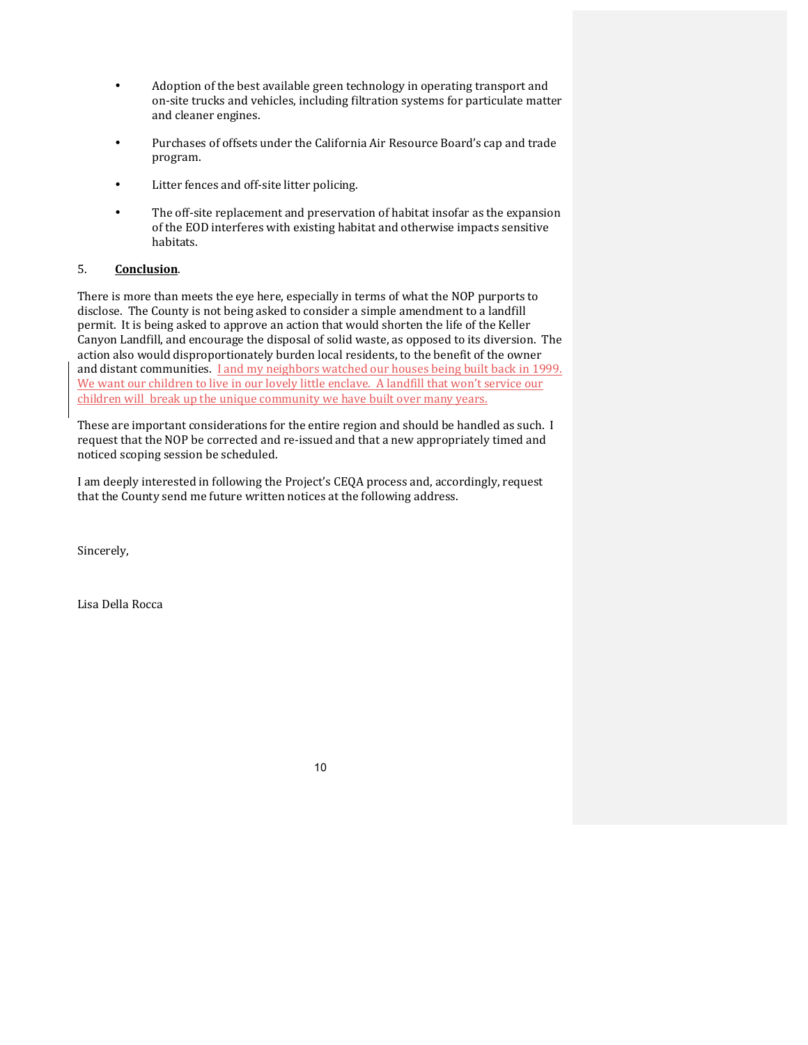- Adoption of the best available green technology in operating transport and on-site trucks and vehicles, including filtration systems for particulate matter and cleaner engines.
- Purchases of offsets under the California Air Resource Board's cap and trade program.
- Litter fences and off-site litter policing.
- The off-site replacement and preservation of habitat insofar as the expansion of the EOD interferes with existing habitat and otherwise impacts sensitive habitats.

5. **Conclusion**.

There is more than meets the eye here, especially in terms of what the NOP purports to disclose. The County is not being asked to consider a simple amendment to a landfill permit. It is being asked to approve an action that would shorten the life of the Keller Canyon Landfill, and encourage the disposal of solid waste, as opposed to its diversion. The action also would disproportionately burden local residents, to the benefit of the owner and distant communities. I and my neighbors watched our houses being built back in 1999. We want our children to live in our lovely little enclave. A landfill that won't service our children will break up the unique community we have built over many years.

These are important considerations for the entire region and should be handled as such. I request that the NOP be corrected and re-issued and that a new appropriately timed and noticed scoping session be scheduled.

I am deeply interested in following the Project's CEQA process and, accordingly, request that the County send me future written notices at the following address.

Sincerely,

Lisa Della Rocca